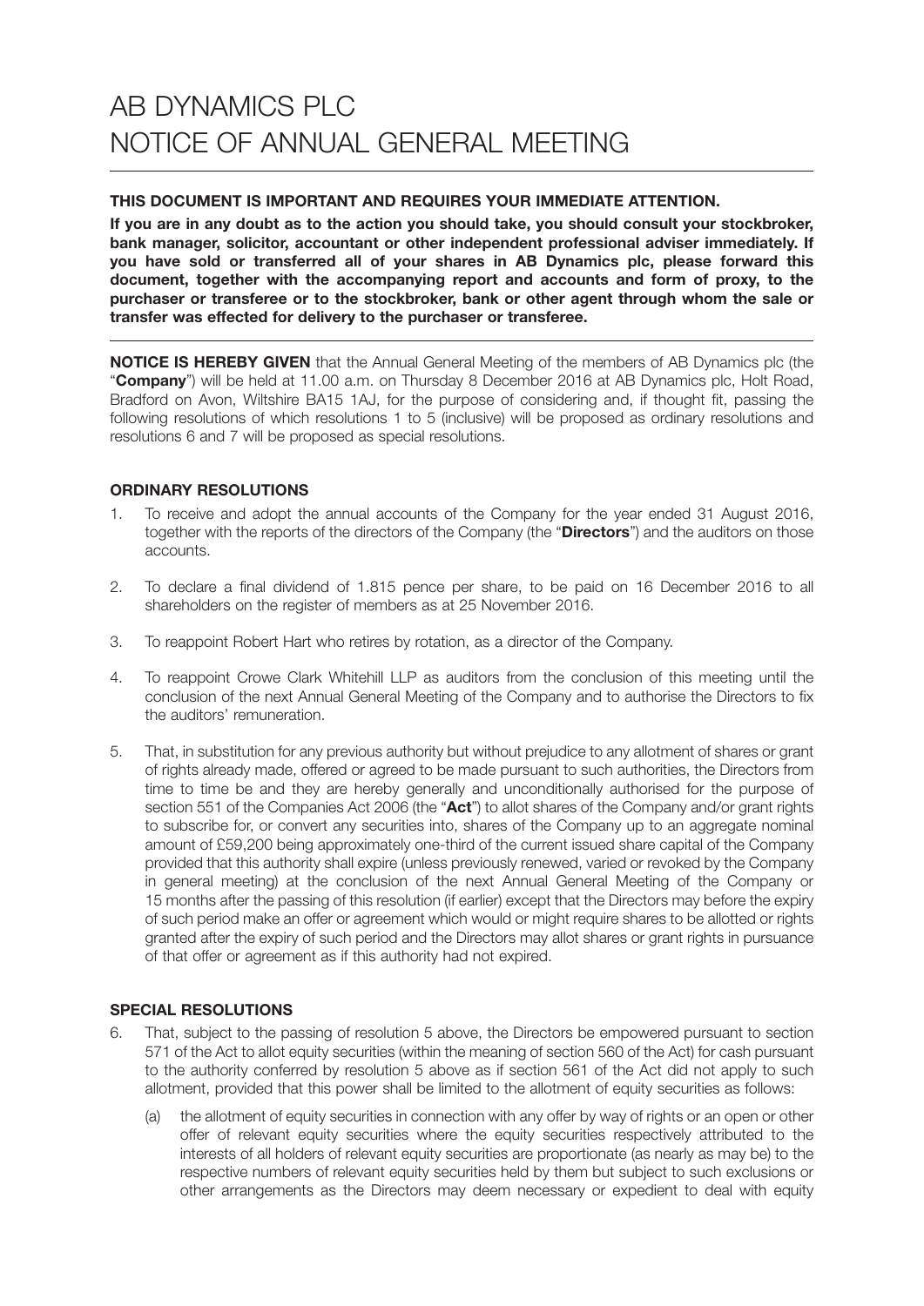# AB DYNAMICS PLC
# NOTICE OF ANNUAL GENERAL MEETING

**THIS DOCUMENT IS IMPORTANT AND REQUIRES YOUR IMMEDIATE ATTENTION.**

**If you are in any doubt as to the action you should take, you should consult your stockbroker, bank manager, solicitor, accountant or other independent professional adviser immediately. If you have sold or transferred all of your shares in AB Dynamics plc, please forward this document, together with the accompanying report and accounts and form of proxy, to the purchaser or transferee or to the stockbroker, bank or other agent through whom the sale or transfer was effected for delivery to the purchaser or transferee.**

**NOTICE IS HEREBY GIVEN** that the Annual General Meeting of the members of AB Dynamics plc (the "**Company**") will be held at 11.00 a.m. on Thursday 8 December 2016 at AB Dynamics plc, Holt Road, Bradford on Avon, Wiltshire BA15 1AJ, for the purpose of considering and, if thought fit, passing the following resolutions of which resolutions 1 to 5 (inclusive) will be proposed as ordinary resolutions and resolutions 6 and 7 will be proposed as special resolutions.

## ORDINARY RESOLUTIONS

1. To receive and adopt the annual accounts of the Company for the year ended 31 August 2016, together with the reports of the directors of the Company (the "**Directors**") and the auditors on those accounts.

2. To declare a final dividend of 1.815 pence per share, to be paid on 16 December 2016 to all shareholders on the register of members as at 25 November 2016.

3. To reappoint Robert Hart who retires by rotation, as a director of the Company.

4. To reappoint Crowe Clark Whitehill LLP as auditors from the conclusion of this meeting until the conclusion of the next Annual General Meeting of the Company and to authorise the Directors to fix the auditors' remuneration.

5. That, in substitution for any previous authority but without prejudice to any allotment of shares or grant of rights already made, offered or agreed to be made pursuant to such authorities, the Directors from time to time be and they are hereby generally and unconditionally authorised for the purpose of section 551 of the Companies Act 2006 (the "**Act**") to allot shares of the Company and/or grant rights to subscribe for, or convert any securities into, shares of the Company up to an aggregate nominal amount of £59,200 being approximately one-third of the current issued share capital of the Company provided that this authority shall expire (unless previously renewed, varied or revoked by the Company in general meeting) at the conclusion of the next Annual General Meeting of the Company or 15 months after the passing of this resolution (if earlier) except that the Directors may before the expiry of such period make an offer or agreement which would or might require shares to be allotted or rights granted after the expiry of such period and the Directors may allot shares or grant rights in pursuance of that offer or agreement as if this authority had not expired.

## SPECIAL RESOLUTIONS

6. That, subject to the passing of resolution 5 above, the Directors be empowered pursuant to section 571 of the Act to allot equity securities (within the meaning of section 560 of the Act) for cash pursuant to the authority conferred by resolution 5 above as if section 561 of the Act did not apply to such allotment, provided that this power shall be limited to the allotment of equity securities as follows:

   (a) the allotment of equity securities in connection with any offer by way of rights or an open or other offer of relevant equity securities where the equity securities respectively attributed to the interests of all holders of relevant equity securities are proportionate (as nearly as may be) to the respective numbers of relevant equity securities held by them but subject to such exclusions or other arrangements as the Directors may deem necessary or expedient to deal with equity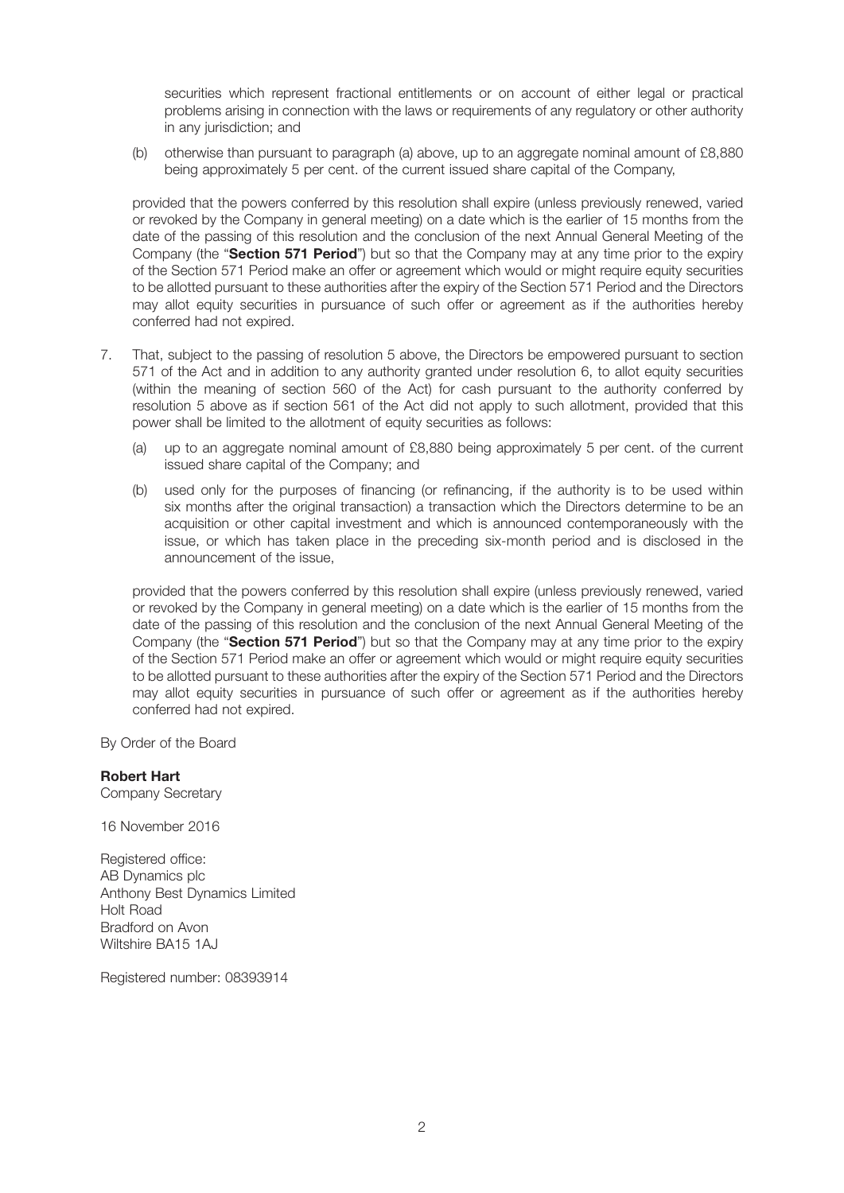securities which represent fractional entitlements or on account of either legal or practical problems arising in connection with the laws or requirements of any regulatory or other authority in any jurisdiction; and

(b) otherwise than pursuant to paragraph (a) above, up to an aggregate nominal amount of £8,880 being approximately 5 per cent. of the current issued share capital of the Company,

provided that the powers conferred by this resolution shall expire (unless previously renewed, varied or revoked by the Company in general meeting) on a date which is the earlier of 15 months from the date of the passing of this resolution and the conclusion of the next Annual General Meeting of the Company (the "**Section 571 Period**") but so that the Company may at any time prior to the expiry of the Section 571 Period make an offer or agreement which would or might require equity securities to be allotted pursuant to these authorities after the expiry of the Section 571 Period and the Directors may allot equity securities in pursuance of such offer or agreement as if the authorities hereby conferred had not expired.

7. That, subject to the passing of resolution 5 above, the Directors be empowered pursuant to section 571 of the Act and in addition to any authority granted under resolution 6, to allot equity securities (within the meaning of section 560 of the Act) for cash pursuant to the authority conferred by resolution 5 above as if section 561 of the Act did not apply to such allotment, provided that this power shall be limited to the allotment of equity securities as follows:

   (a) up to an aggregate nominal amount of £8,880 being approximately 5 per cent. of the current issued share capital of the Company; and

   (b) used only for the purposes of financing (or refinancing, if the authority is to be used within six months after the original transaction) a transaction which the Directors determine to be an acquisition or other capital investment and which is announced contemporaneously with the issue, or which has taken place in the preceding six-month period and is disclosed in the announcement of the issue,

   provided that the powers conferred by this resolution shall expire (unless previously renewed, varied or revoked by the Company in general meeting) on a date which is the earlier of 15 months from the date of the passing of this resolution and the conclusion of the next Annual General Meeting of the Company (the "**Section 571 Period**") but so that the Company may at any time prior to the expiry of the Section 571 Period make an offer or agreement which would or might require equity securities to be allotted pursuant to these authorities after the expiry of the Section 571 Period and the Directors may allot equity securities in pursuance of such offer or agreement as if the authorities hereby conferred had not expired.

By Order of the Board

**Robert Hart**
Company Secretary

16 November 2016

Registered office:
AB Dynamics plc
Anthony Best Dynamics Limited
Holt Road
Bradford on Avon
Wiltshire BA15 1AJ

Registered number: 08393914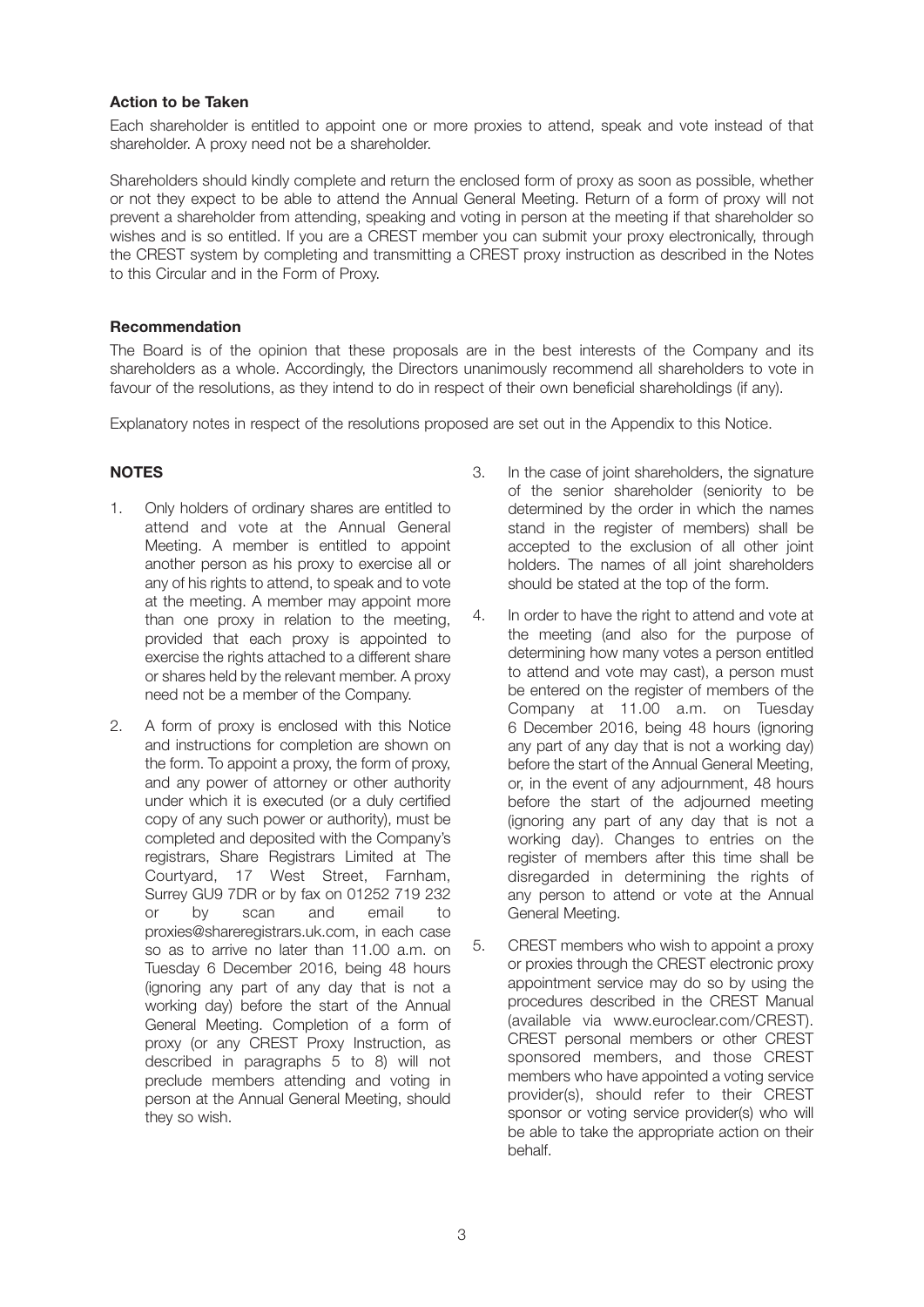**Action to be Taken**

Each shareholder is entitled to appoint one or more proxies to attend, speak and vote instead of that shareholder. A proxy need not be a shareholder.

Shareholders should kindly complete and return the enclosed form of proxy as soon as possible, whether or not they expect to be able to attend the Annual General Meeting. Return of a form of proxy will not prevent a shareholder from attending, speaking and voting in person at the meeting if that shareholder so wishes and is so entitled. If you are a CREST member you can submit your proxy electronically, through the CREST system by completing and transmitting a CREST proxy instruction as described in the Notes to this Circular and in the Form of Proxy.

**Recommendation**

The Board is of the opinion that these proposals are in the best interests of the Company and its shareholders as a whole. Accordingly, the Directors unanimously recommend all shareholders to vote in favour of the resolutions, as they intend to do in respect of their own beneficial shareholdings (if any).

Explanatory notes in respect of the resolutions proposed are set out in the Appendix to this Notice.

**NOTES**

1. Only holders of ordinary shares are entitled to attend and vote at the Annual General Meeting. A member is entitled to appoint another person as his proxy to exercise all or any of his rights to attend, to speak and to vote at the meeting. A member may appoint more than one proxy in relation to the meeting, provided that each proxy is appointed to exercise the rights attached to a different share or shares held by the relevant member. A proxy need not be a member of the Company.

2. A form of proxy is enclosed with this Notice and instructions for completion are shown on the form. To appoint a proxy, the form of proxy, and any power of attorney or other authority under which it is executed (or a duly certified copy of any such power or authority), must be completed and deposited with the Company's registrars, Share Registrars Limited at The Courtyard, 17 West Street, Farnham, Surrey GU9 7DR or by fax on 01252 719 232 or by scan and email to proxies@shareregistrars.uk.com, in each case so as to arrive no later than 11.00 a.m. on Tuesday 6 December 2016, being 48 hours (ignoring any part of any day that is not a working day) before the start of the Annual General Meeting. Completion of a form of proxy (or any CREST Proxy Instruction, as described in paragraphs 5 to 8) will not preclude members attending and voting in person at the Annual General Meeting, should they so wish.

3. In the case of joint shareholders, the signature of the senior shareholder (seniority to be determined by the order in which the names stand in the register of members) shall be accepted to the exclusion of all other joint holders. The names of all joint shareholders should be stated at the top of the form.

4. In order to have the right to attend and vote at the meeting (and also for the purpose of determining how many votes a person entitled to attend and vote may cast), a person must be entered on the register of members of the Company at 11.00 a.m. on Tuesday 6 December 2016, being 48 hours (ignoring any part of any day that is not a working day) before the start of the Annual General Meeting, or, in the event of any adjournment, 48 hours before the start of the adjourned meeting (ignoring any part of any day that is not a working day). Changes to entries on the register of members after this time shall be disregarded in determining the rights of any person to attend or vote at the Annual General Meeting.

5. CREST members who wish to appoint a proxy or proxies through the CREST electronic proxy appointment service may do so by using the procedures described in the CREST Manual (available via www.euroclear.com/CREST). CREST personal members or other CREST sponsored members, and those CREST members who have appointed a voting service provider(s), should refer to their CREST sponsor or voting service provider(s) who will be able to take the appropriate action on their behalf.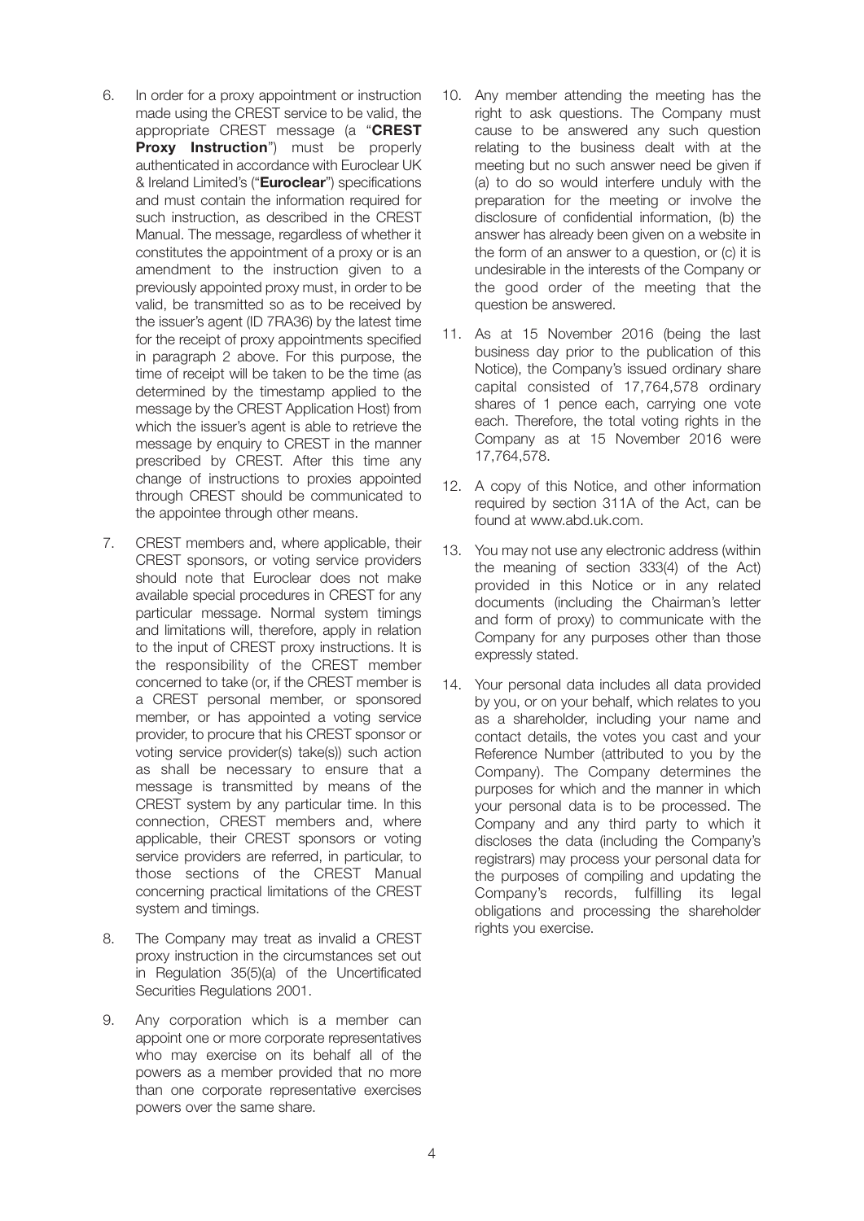6. In order for a proxy appointment or instruction made using the CREST service to be valid, the appropriate CREST message (a "**CREST Proxy Instruction**") must be properly authenticated in accordance with Euroclear UK & Ireland Limited's ("**Euroclear**") specifications and must contain the information required for such instruction, as described in the CREST Manual. The message, regardless of whether it constitutes the appointment of a proxy or is an amendment to the instruction given to a previously appointed proxy must, in order to be valid, be transmitted so as to be received by the issuer's agent (ID 7RA36) by the latest time for the receipt of proxy appointments specified in paragraph 2 above. For this purpose, the time of receipt will be taken to be the time (as determined by the timestamp applied to the message by the CREST Application Host) from which the issuer's agent is able to retrieve the message by enquiry to CREST in the manner prescribed by CREST. After this time any change of instructions to proxies appointed through CREST should be communicated to the appointee through other means.

7. CREST members and, where applicable, their CREST sponsors, or voting service providers should note that Euroclear does not make available special procedures in CREST for any particular message. Normal system timings and limitations will, therefore, apply in relation to the input of CREST proxy instructions. It is the responsibility of the CREST member concerned to take (or, if the CREST member is a CREST personal member, or sponsored member, or has appointed a voting service provider, to procure that his CREST sponsor or voting service provider(s) take(s)) such action as shall be necessary to ensure that a message is transmitted by means of the CREST system by any particular time. In this connection, CREST members and, where applicable, their CREST sponsors or voting service providers are referred, in particular, to those sections of the CREST Manual concerning practical limitations of the CREST system and timings.

8. The Company may treat as invalid a CREST proxy instruction in the circumstances set out in Regulation 35(5)(a) of the Uncertificated Securities Regulations 2001.

9. Any corporation which is a member can appoint one or more corporate representatives who may exercise on its behalf all of the powers as a member provided that no more than one corporate representative exercises powers over the same share.

10. Any member attending the meeting has the right to ask questions. The Company must cause to be answered any such question relating to the business dealt with at the meeting but no such answer need be given if (a) to do so would interfere unduly with the preparation for the meeting or involve the disclosure of confidential information, (b) the answer has already been given on a website in the form of an answer to a question, or (c) it is undesirable in the interests of the Company or the good order of the meeting that the question be answered.

11. As at 15 November 2016 (being the last business day prior to the publication of this Notice), the Company's issued ordinary share capital consisted of 17,764,578 ordinary shares of 1 pence each, carrying one vote each. Therefore, the total voting rights in the Company as at 15 November 2016 were 17,764,578.

12. A copy of this Notice, and other information required by section 311A of the Act, can be found at www.abd.uk.com.

13. You may not use any electronic address (within the meaning of section 333(4) of the Act) provided in this Notice or in any related documents (including the Chairman's letter and form of proxy) to communicate with the Company for any purposes other than those expressly stated.

14. Your personal data includes all data provided by you, or on your behalf, which relates to you as a shareholder, including your name and contact details, the votes you cast and your Reference Number (attributed to you by the Company). The Company determines the purposes for which and the manner in which your personal data is to be processed. The Company and any third party to which it discloses the data (including the Company's registrars) may process your personal data for the purposes of compiling and updating the Company's records, fulfilling its legal obligations and processing the shareholder rights you exercise.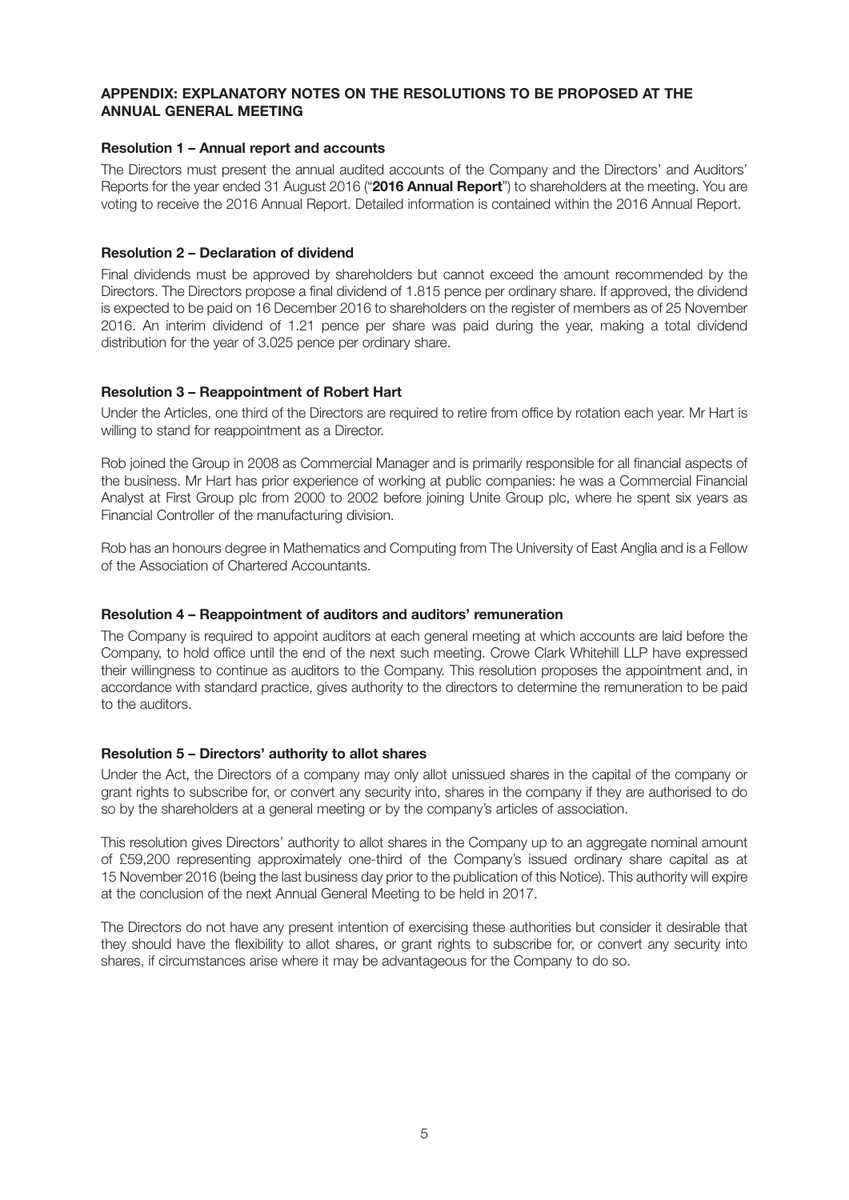## APPENDIX: EXPLANATORY NOTES ON THE RESOLUTIONS TO BE PROPOSED AT THE ANNUAL GENERAL MEETING

### Resolution 1 – Annual report and accounts

The Directors must present the annual audited accounts of the Company and the Directors' and Auditors' Reports for the year ended 31 August 2016 ("**2016 Annual Report**") to shareholders at the meeting. You are voting to receive the 2016 Annual Report. Detailed information is contained within the 2016 Annual Report.

### Resolution 2 – Declaration of dividend

Final dividends must be approved by shareholders but cannot exceed the amount recommended by the Directors. The Directors propose a final dividend of 1.815 pence per ordinary share. If approved, the dividend is expected to be paid on 16 December 2016 to shareholders on the register of members as of 25 November 2016. An interim dividend of 1.21 pence per share was paid during the year, making a total dividend distribution for the year of 3.025 pence per ordinary share.

### Resolution 3 – Reappointment of Robert Hart

Under the Articles, one third of the Directors are required to retire from office by rotation each year. Mr Hart is willing to stand for reappointment as a Director.

Rob joined the Group in 2008 as Commercial Manager and is primarily responsible for all financial aspects of the business. Mr Hart has prior experience of working at public companies: he was a Commercial Financial Analyst at First Group plc from 2000 to 2002 before joining Unite Group plc, where he spent six years as Financial Controller of the manufacturing division.

Rob has an honours degree in Mathematics and Computing from The University of East Anglia and is a Fellow of the Association of Chartered Accountants.

### Resolution 4 – Reappointment of auditors and auditors' remuneration

The Company is required to appoint auditors at each general meeting at which accounts are laid before the Company, to hold office until the end of the next such meeting. Crowe Clark Whitehill LLP have expressed their willingness to continue as auditors to the Company. This resolution proposes the appointment and, in accordance with standard practice, gives authority to the directors to determine the remuneration to be paid to the auditors.

### Resolution 5 – Directors' authority to allot shares

Under the Act, the Directors of a company may only allot unissued shares in the capital of the company or grant rights to subscribe for, or convert any security into, shares in the company if they are authorised to do so by the shareholders at a general meeting or by the company's articles of association.

This resolution gives Directors' authority to allot shares in the Company up to an aggregate nominal amount of £59,200 representing approximately one-third of the Company's issued ordinary share capital as at 15 November 2016 (being the last business day prior to the publication of this Notice). This authority will expire at the conclusion of the next Annual General Meeting to be held in 2017.

The Directors do not have any present intention of exercising these authorities but consider it desirable that they should have the flexibility to allot shares, or grant rights to subscribe for, or convert any security into shares, if circumstances arise where it may be advantageous for the Company to do so.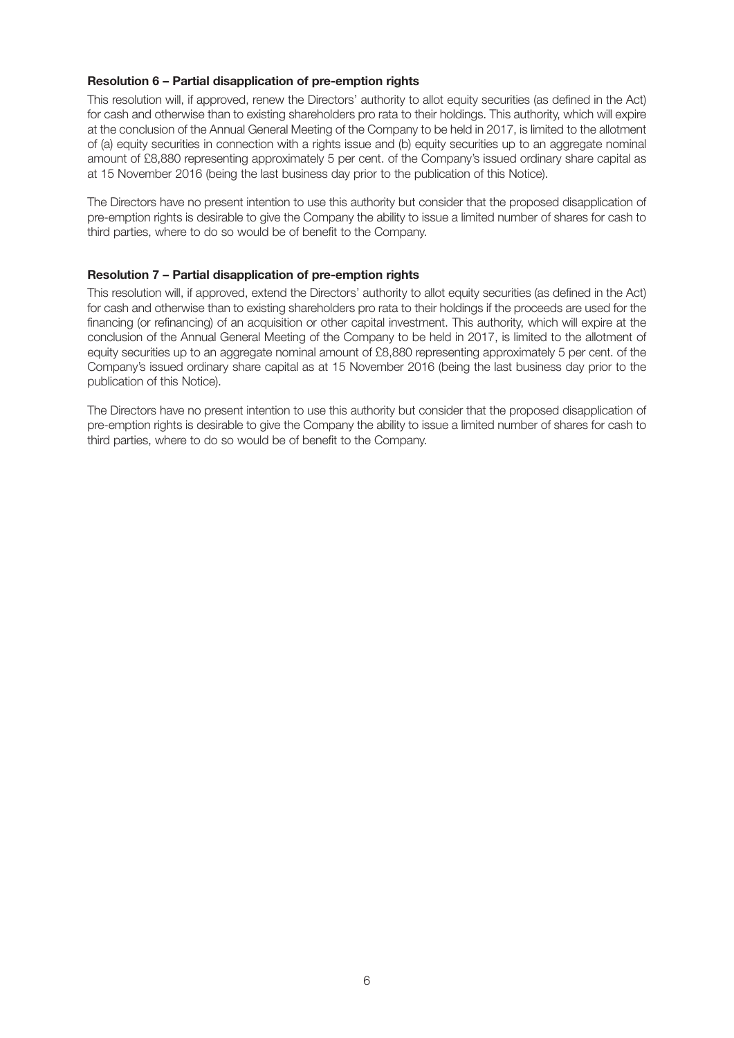**Resolution 6 – Partial disapplication of pre-emption rights**

This resolution will, if approved, renew the Directors' authority to allot equity securities (as defined in the Act) for cash and otherwise than to existing shareholders pro rata to their holdings. This authority, which will expire at the conclusion of the Annual General Meeting of the Company to be held in 2017, is limited to the allotment of (a) equity securities in connection with a rights issue and (b) equity securities up to an aggregate nominal amount of £8,880 representing approximately 5 per cent. of the Company's issued ordinary share capital as at 15 November 2016 (being the last business day prior to the publication of this Notice).

The Directors have no present intention to use this authority but consider that the proposed disapplication of pre-emption rights is desirable to give the Company the ability to issue a limited number of shares for cash to third parties, where to do so would be of benefit to the Company.

**Resolution 7 – Partial disapplication of pre-emption rights**

This resolution will, if approved, extend the Directors' authority to allot equity securities (as defined in the Act) for cash and otherwise than to existing shareholders pro rata to their holdings if the proceeds are used for the financing (or refinancing) of an acquisition or other capital investment. This authority, which will expire at the conclusion of the Annual General Meeting of the Company to be held in 2017, is limited to the allotment of equity securities up to an aggregate nominal amount of £8,880 representing approximately 5 per cent. of the Company's issued ordinary share capital as at 15 November 2016 (being the last business day prior to the publication of this Notice).

The Directors have no present intention to use this authority but consider that the proposed disapplication of pre-emption rights is desirable to give the Company the ability to issue a limited number of shares for cash to third parties, where to do so would be of benefit to the Company.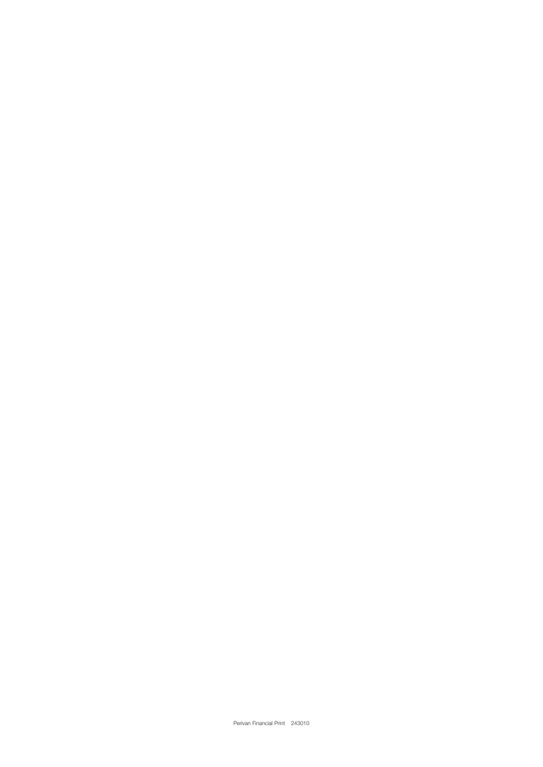Perivan Financial Print 243010